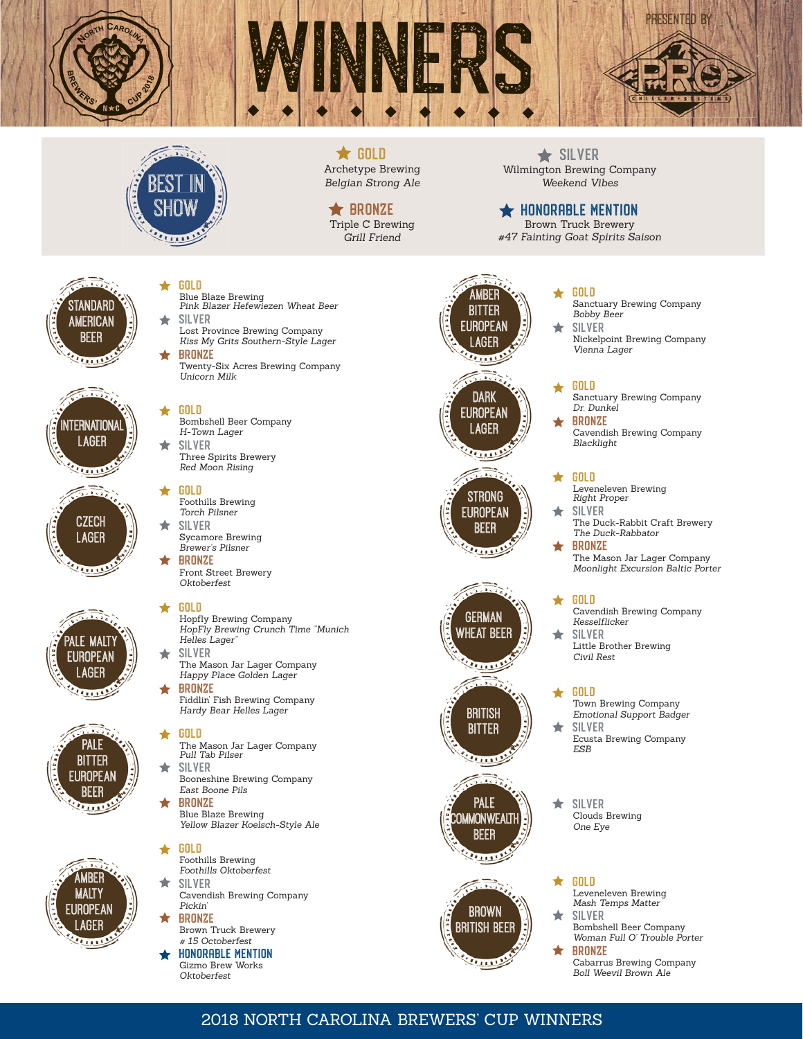# WINNERS

NORTH CAROLINA BREWERS' CUP 2018

PRESENTED BY PRO CHILLER SYSTEMS

## BEST IN SHOW

**GOLD**
Archetype Brewing
*Belgian Strong Ale*

**SILVER**
Wilmington Brewing Company
*Weekend Vibes*

**BRONZE**
Triple C Brewing
*Grill Friend*

**HONORABLE MENTION**
Brown Truck Brewery
*#47 Fainting Goat Spirits Saison*

## STANDARD AMERICAN BEER

**GOLD**
Blue Blaze Brewing
*Pink Blazer Hefewiezen Wheat Beer*

**SILVER**
Lost Province Brewing Company
*Kiss My Grits Southern-Style Lager*

**BRONZE**
Twenty-Six Acres Brewing Company
*Unicorn Milk*

## INTERNATIONAL LAGER

**GOLD**
Bombshell Beer Company
*H-Town Lager*

**SILVER**
Three Spirits Brewery
*Red Moon Rising*

## CZECH LAGER

**GOLD**
Foothills Brewing
*Torch Pilsner*

**SILVER**
Sycamore Brewing
*Brewer's Pilsner*

**BRONZE**
Front Street Brewery
*Oktoberfest*

## PALE MALTY EUROPEAN LAGER

**GOLD**
Hopfly Brewing Company
*HopFly Brewing Crunch Time "Munich Helles Lager"*

**SILVER**
The Mason Jar Lager Company
*Happy Place Golden Lager*

**BRONZE**
Fiddlin' Fish Brewing Company
*Hardy Bear Helles Lager*

## PALE BITTER EUROPEAN BEER

**GOLD**
The Mason Jar Lager Company
*Pull Tab Pilser*

**SILVER**
Booneshine Brewing Company
*East Boone Pils*

**BRONZE**
Blue Blaze Brewing
*Yellow Blazer Koelsch-Style Ale*

## AMBER MALTY EUROPEAN LAGER

**GOLD**
Foothills Brewing
*Foothills Oktoberfest*

**SILVER**
Cavendish Brewing Company
*Pickin'*

**BRONZE**
Brown Truck Brewery
*# 15 Octoberfest*

**HONORABLE MENTION**
Gizmo Brew Works
*Oktoberfest*

## AMBER BITTER EUROPEAN LAGER

**GOLD**
Sanctuary Brewing Company
*Bobby Beer*

**SILVER**
Nickelpoint Brewing Company
*Vienna Lager*

## DARK EUROPEAN LAGER

**GOLD**
Sanctuary Brewing Company
*Dr. Dunkel*

**BRONZE**
Cavendish Brewing Company
*Blacklight*

## STRONG EUROPEAN BEER

**GOLD**
Leveneleven Brewing
*Right Proper*

**SILVER**
The Duck-Rabbit Craft Brewery
*The Duck-Rabbator*

**BRONZE**
The Mason Jar Lager Company
*Moonlight Excursion Baltic Porter*

## GERMAN WHEAT BEER

**GOLD**
Cavendish Brewing Company
*Resselflicker*

**SILVER**
Little Brother Brewing
*Civil Rest*

## BRITISH BITTER

**GOLD**
Town Brewing Company
*Emotional Support Badger*

**SILVER**
Ecusta Brewing Company
*ESB*

## PALE COMMONWEALTH BEER

**SILVER**
Clouds Brewing
*One Eye*

## BROWN BRITISH BEER

**GOLD**
Leveneleven Brewing
*Mash Temps Matter*

**SILVER**
Bombshell Beer Company
*Woman Full O' Trouble Porter*

**BRONZE**
Cabarrus Brewing Company
*Boll Weevil Brown Ale*

2018 NORTH CAROLINA BREWERS' CUP WINNERS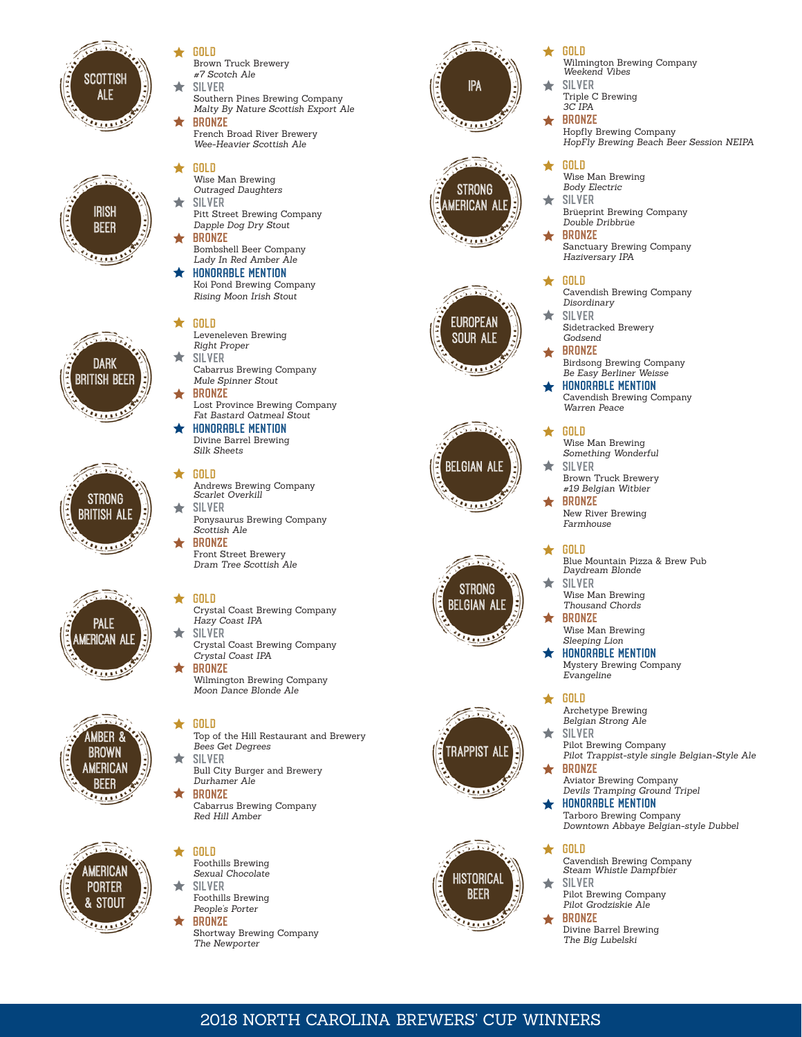## SCOTTISH ALE

- **GOLD** – Brown Truck Brewery, *#7 Scotch Ale*
- **SILVER** – Southern Pines Brewing Company, *Malty By Nature Scottish Export Ale*
- **BRONZE** – French Broad River Brewery, *Wee-Heavier Scottish Ale*

## IRISH BEER

- **GOLD** – Wise Man Brewing, *Outraged Daughters*
- **SILVER** – Pitt Street Brewing Company, *Dapple Dog Dry Stout*
- **BRONZE** – Bombshell Beer Company, *Lady In Red Amber Ale*
- **HONORABLE MENTION** – Koi Pond Brewing Company, *Rising Moon Irish Stout*

## DARK BRITISH BEER

- **GOLD** – Leveneleven Brewing, *Right Proper*
- **SILVER** – Cabarrus Brewing Company, *Mule Spinner Stout*
- **BRONZE** – Lost Province Brewing Company, *Fat Bastard Oatmeal Stout*
- **HONORABLE MENTION** – Divine Barrel Brewing, *Silk Sheets*

## STRONG BRITISH ALE

- **GOLD** – Andrews Brewing Company, *Scarlet Overkill*
- **SILVER** – Ponysaurus Brewing Company, *Scottish Ale*
- **BRONZE** – Front Street Brewery, *Dram Tree Scottish Ale*

## PALE AMERICAN ALE

- **GOLD** – Crystal Coast Brewing Company, *Hazy Coast IPA*
- **SILVER** – Crystal Coast Brewing Company, *Crystal Coast IPA*
- **BRONZE** – Wilmington Brewing Company, *Moon Dance Blonde Ale*

## AMBER & BROWN AMERICAN BEER

- **GOLD** – Top of the Hill Restaurant and Brewery, *Bees Get Degrees*
- **SILVER** – Bull City Burger and Brewery, *Durhamer Ale*
- **BRONZE** – Cabarrus Brewing Company, *Red Hill Amber*

## AMERICAN PORTER & STOUT

- **GOLD** – Foothills Brewing, *Sexual Chocolate*
- **SILVER** – Foothills Brewing, *People's Porter*
- **BRONZE** – Shortway Brewing Company, *The Newporter*

## IPA

- **GOLD** – Wilmington Brewing Company, *Weekend Vibes*
- **SILVER** – Triple C Brewing, *3C IPA*
- **BRONZE** – Hopfly Brewing Company, *HopFly Brewing Beach Beer Session NEIPA*

## STRONG AMERICAN ALE

- **GOLD** – Wise Man Brewing, *Body Electric*
- **SILVER** – Brüeprint Brewing Company, *Double Dribbrüe*
- **BRONZE** – Sanctuary Brewing Company, *Haziversary IPA*

## EUROPEAN SOUR ALE

- **GOLD** – Cavendish Brewing Company, *Disordinary*
- **SILVER** – Sidetracked Brewery, *Godsend*
- **BRONZE** – Birdsong Brewing Company, *Be Easy Berliner Weisse*
- **HONORABLE MENTION** – Cavendish Brewing Company, *Warren Peace*

## BELGIAN ALE

- **GOLD** – Wise Man Brewing, *Something Wonderful*
- **SILVER** – Brown Truck Brewery, *#19 Belgian Witbier*
- **BRONZE** – New River Brewing, *Farmhouse*

## STRONG BELGIAN ALE

- **GOLD** – Blue Mountain Pizza & Brew Pub, *Daydream Blonde*
- **SILVER** – Wise Man Brewing, *Thousand Chords*
- **BRONZE** – Wise Man Brewing, *Sleeping Lion*
- **HONORABLE MENTION** – Mystery Brewing Company, *Evangeline*

## TRAPPIST ALE

- **GOLD** – Archetype Brewing, *Belgian Strong Ale*
- **SILVER** – Pilot Brewing Company, *Pilot Trappist-style single Belgian-Style Ale*
- **BRONZE** – Aviator Brewing Company, *Devils Tramping Ground Tripel*
- **HONORABLE MENTION** – Tarboro Brewing Company, *Downtown Abbaye Belgian-style Dubbel*

## HISTORICAL BEER

- **GOLD** – Cavendish Brewing Company, *Steam Whistle Dampfbier*
- **SILVER** – Pilot Brewing Company, *Pilot Grodziskie Ale*
- **BRONZE** – Divine Barrel Brewing, *The Big Lubelski*

2018 NORTH CAROLINA BREWERS' CUP WINNERS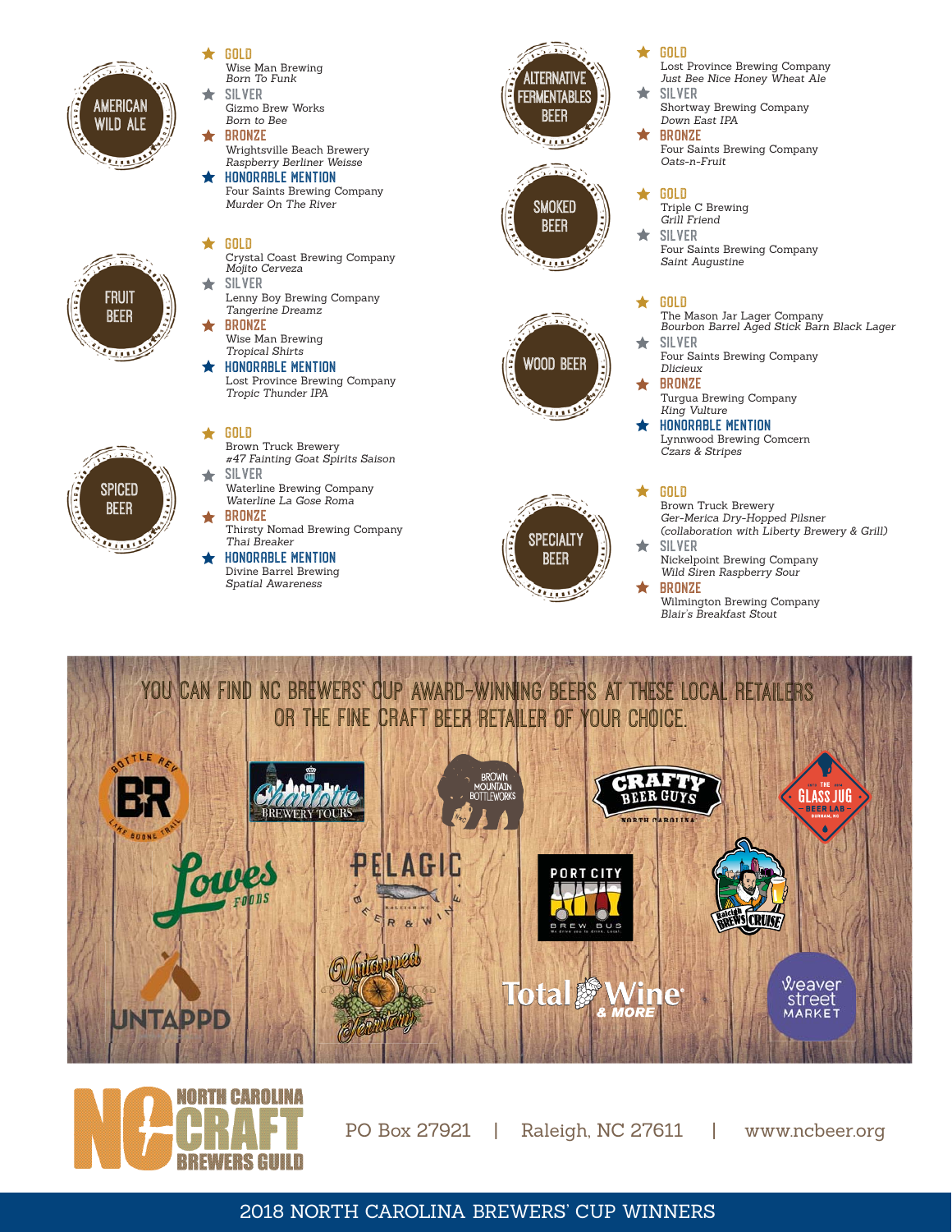## AMERICAN WILD ALE

- **GOLD**
  Wise Man Brewing
  *Born To Funk*
- **SILVER**
  Gizmo Brew Works
  *Born to Bee*
- **BRONZE**
  Wrightsville Beach Brewery
  *Raspberry Berliner Weisse*
- **HONORABLE MENTION**
  Four Saints Brewing Company
  *Murder On The River*

## FRUIT BEER

- **GOLD**
  Crystal Coast Brewing Company
  *Mojito Cerveza*
- **SILVER**
  Lenny Boy Brewing Company
  *Tangerine Dreamz*
- **BRONZE**
  Wise Man Brewing
  *Tropical Shirts*
- **HONORABLE MENTION**
  Lost Province Brewing Company
  *Tropic Thunder IPA*

## SPICED BEER

- **GOLD**
  Brown Truck Brewery
  *#47 Fainting Goat Spirits Saison*
- **SILVER**
  Waterline Brewing Company
  *Waterline La Gose Roma*
- **BRONZE**
  Thirsty Nomad Brewing Company
  *Thai Breaker*
- **HONORABLE MENTION**
  Divine Barrel Brewing
  *Spatial Awareness*

## ALTERNATIVE FERMENTABLES BEER

- **GOLD**
  Lost Province Brewing Company
  *Just Bee Nice Honey Wheat Ale*
- **SILVER**
  Shortway Brewing Company
  *Down East IPA*
- **BRONZE**
  Four Saints Brewing Company
  *Oats-n-Fruit*

## SMOKED BEER

- **GOLD**
  Triple C Brewing
  *Grill Friend*
- **SILVER**
  Four Saints Brewing Company
  *Saint Augustine*

## WOOD BEER

- **GOLD**
  The Mason Jar Lager Company
  *Bourbon Barrel Aged Stick Barn Black Lager*
- **SILVER**
  Four Saints Brewing Company
  *Dlicieux*
- **BRONZE**
  Turgua Brewing Company
  *King Vulture*
- **HONORABLE MENTION**
  Lynnwood Brewing Comcern
  *Czars & Stripes*

## SPECIALTY BEER

- **GOLD**
  Brown Truck Brewery
  *Ger-Merica Dry-Hopped Pilsner (collaboration with Liberty Brewery & Grill)*
- **SILVER**
  Nickelpoint Brewing Company
  *Wild Siren Raspberry Sour*
- **BRONZE**
  Wilmington Brewing Company
  *Blair's Breakfast Stout*

YOU CAN FIND NC BREWERS' CUP AWARD-WINNING BEERS AT THESE LOCAL RETAILERS OR THE FINE CRAFT BEER RETAILER OF YOUR CHOICE.

Bottle Rev – Lake Boone Trail | Charlotte Brewery Tours | Brown Mountain Bottleworks | Crafty Beer Guys North Carolina | The Glass Jug Beer Lab | Lowes Foods | Pelagic Beer & Wine | Port City Brew Bus | Raleigh Brews Cruise | Untappd | Untapped Territory | Total Wine & More | Weaver Street Market

NORTH CAROLINA CRAFT BREWERS GUILD

PO Box 27921 | Raleigh, NC 27611 | www.ncbeer.org

2018 NORTH CAROLINA BREWERS' CUP WINNERS